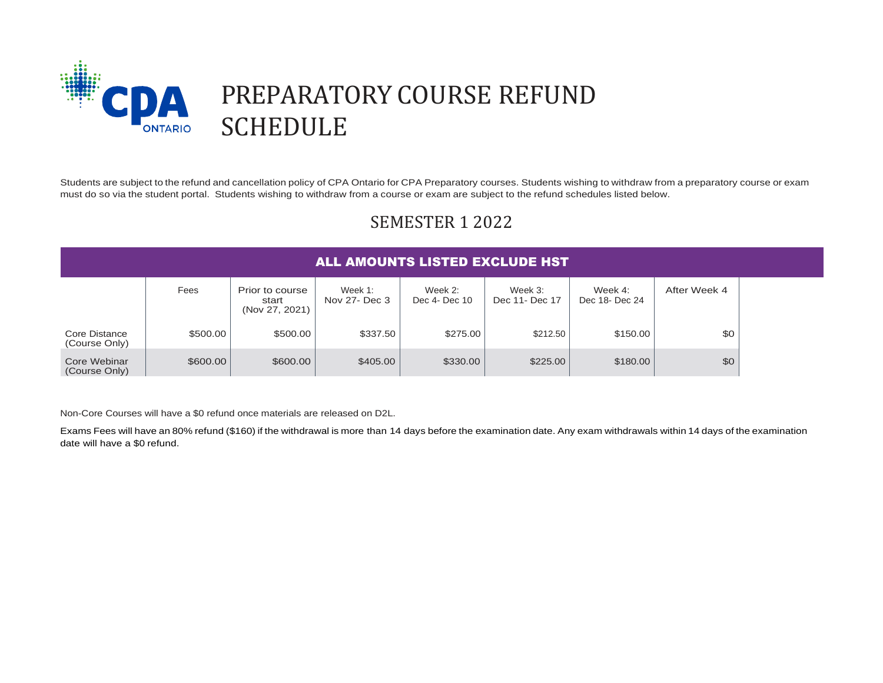# PREPARATORY COURSE REFUND SCHEDULE

Students are subject to the refund and cancellation policy of CPA Ontario for CPA Preparatory courses. Students wishing to withdraw from a preparatory course or exam must do so via the student portal. Students wishing to withdraw from a course or exam are subject to the refund schedules listed below.

## SEMESTER 1 2022

**ALL AMOUNTS LISTED EXCLUDE HST**

| | Fees | Prior to course start (Nov 27, 2021) | Week 1: Nov 27- Dec 3 | Week 2: Dec 4- Dec 10 | Week 3: Dec 11- Dec 17 | Week 4: Dec 18- Dec 24 | After Week 4 |
|---|---|---|---|---|---|---|---|
| Core Distance (Course Only) | $500.00 | $500.00 | $337.50 | $275.00 | $212.50 | $150.00 | $0 |
| Core Webinar (Course Only) | $600.00 | $600.00 | $405.00 | $330.00 | $225.00 | $180.00 | $0 |

Non-Core Courses will have a $0 refund once materials are released on D2L.

Exams Fees will have an 80% refund ($160) if the withdrawal is more than 14 days before the examination date. Any exam withdrawals within 14 days of the examination date will have a $0 refund.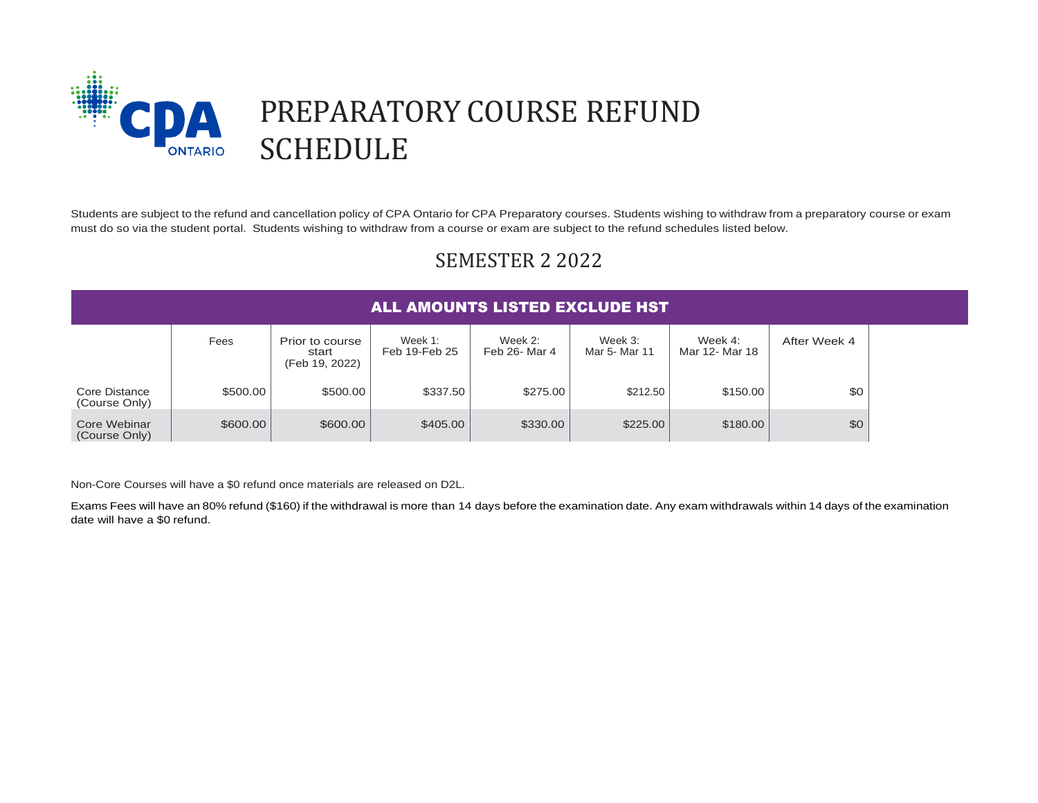# PREPARATORY COURSE REFUND SCHEDULE

Students are subject to the refund and cancellation policy of CPA Ontario for CPA Preparatory courses. Students wishing to withdraw from a preparatory course or exam must do so via the student portal. Students wishing to withdraw from a course or exam are subject to the refund schedules listed below.

## SEMESTER 2 2022

**ALL AMOUNTS LISTED EXCLUDE HST**

| | Fees | Prior to course start (Feb 19, 2022) | Week 1: Feb 19-Feb 25 | Week 2: Feb 26- Mar 4 | Week 3: Mar 5- Mar 11 | Week 4: Mar 12- Mar 18 | After Week 4 |
|---|---|---|---|---|---|---|---|
| Core Distance (Course Only) | $500.00 | $500.00 | $337.50 | $275.00 | $212.50 | $150.00 | $0 |
| Core Webinar (Course Only) | $600.00 | $600.00 | $405.00 | $330.00 | $225.00 | $180.00 | $0 |

Non-Core Courses will have a $0 refund once materials are released on D2L.

Exams Fees will have an 80% refund ($160) if the withdrawal is more than 14 days before the examination date. Any exam withdrawals within 14 days of the examination date will have a $0 refund.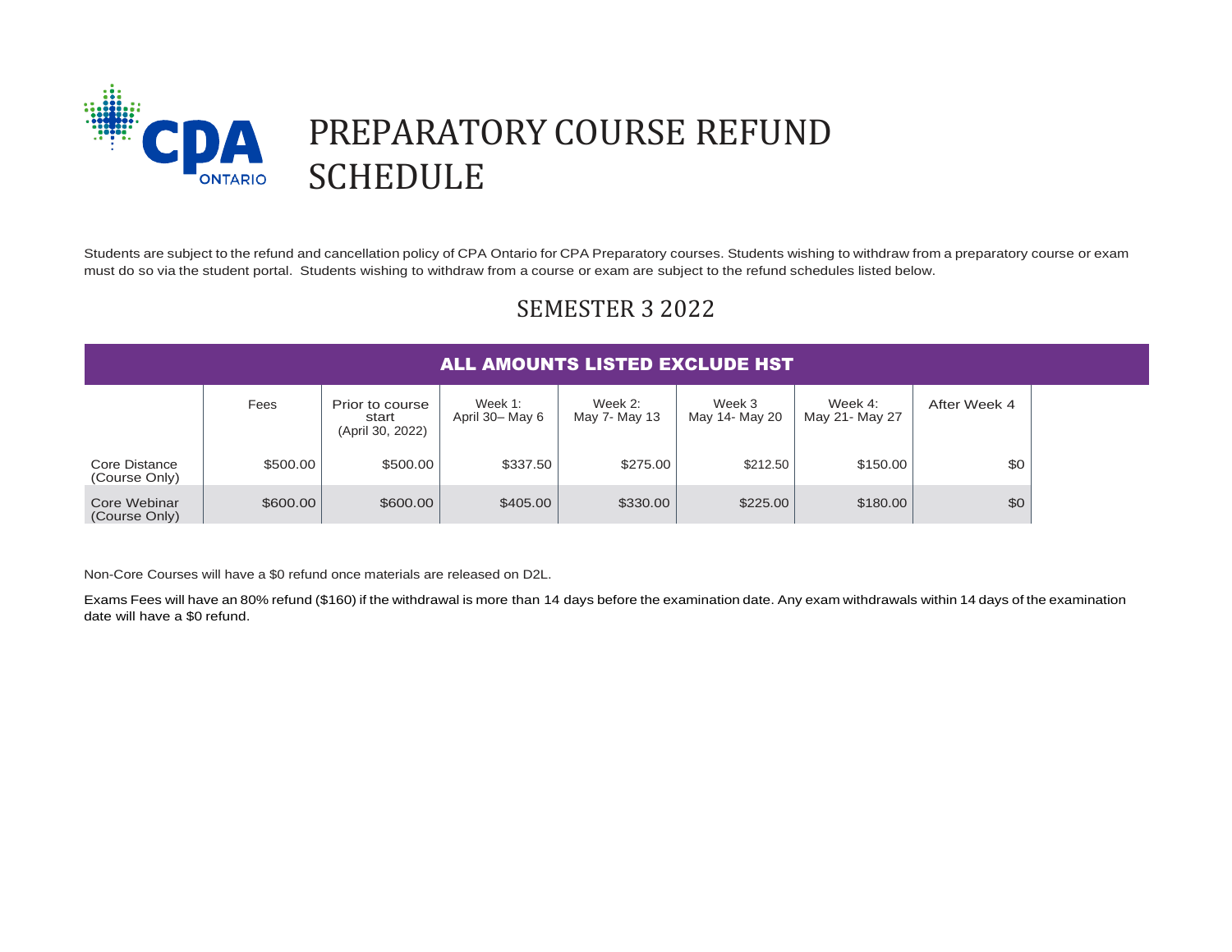# PREPARATORY COURSE REFUND SCHEDULE

Students are subject to the refund and cancellation policy of CPA Ontario for CPA Preparatory courses. Students wishing to withdraw from a preparatory course or exam must do so via the student portal. Students wishing to withdraw from a course or exam are subject to the refund schedules listed below.

## SEMESTER 3 2022

**ALL AMOUNTS LISTED EXCLUDE HST**

| | Fees | Prior to course start (April 30, 2022) | Week 1: April 30– May 6 | Week 2: May 7- May 13 | Week 3 May 14- May 20 | Week 4: May 21- May 27 | After Week 4 |
|---|---|---|---|---|---|---|---|
| Core Distance (Course Only) | $500.00 | $500.00 | $337.50 | $275.00 | $212.50 | $150.00 | $0 |
| Core Webinar (Course Only) | $600.00 | $600.00 | $405.00 | $330.00 | $225.00 | $180.00 | $0 |

Non-Core Courses will have a $0 refund once materials are released on D2L.

Exams Fees will have an 80% refund ($160) if the withdrawal is more than 14 days before the examination date. Any exam withdrawals within 14 days of the examination date will have a $0 refund.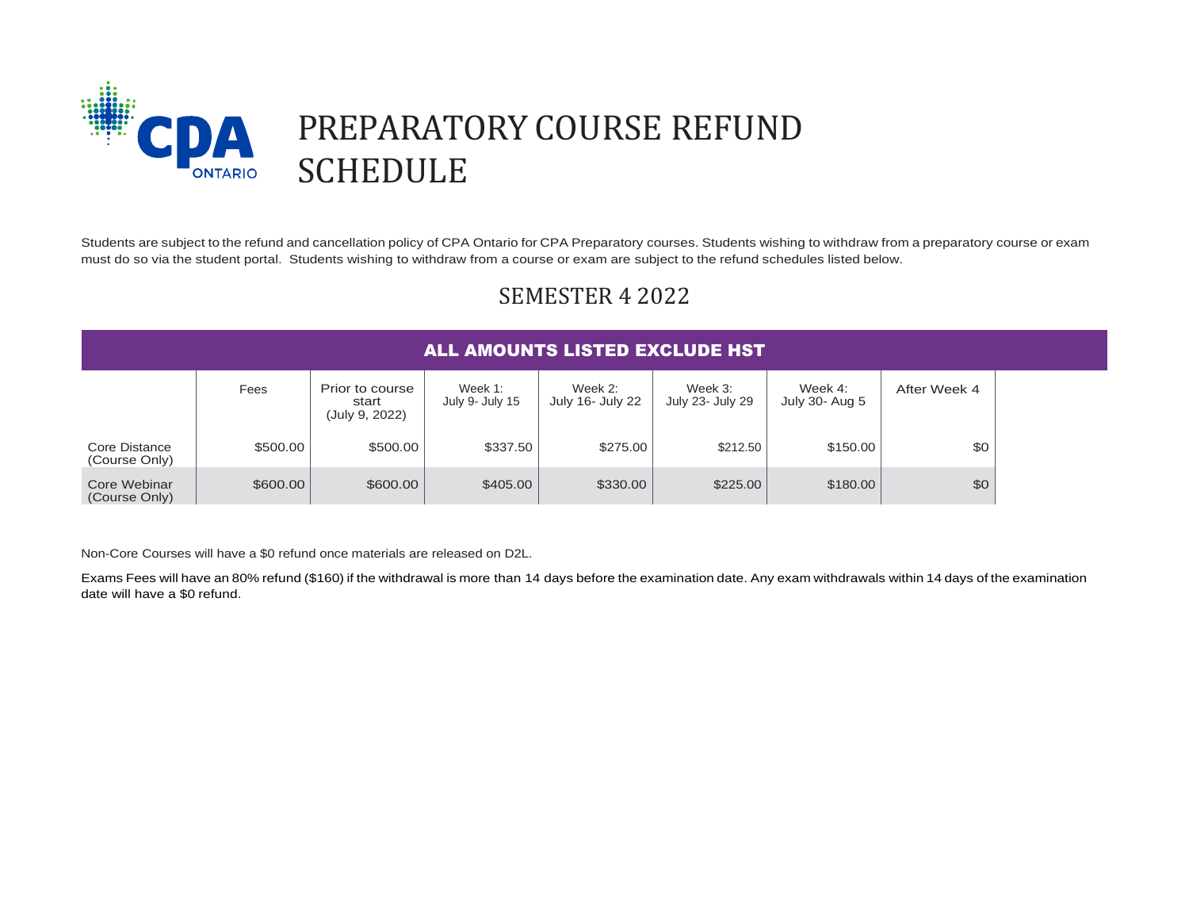# PREPARATORY COURSE REFUND SCHEDULE

Students are subject to the refund and cancellation policy of CPA Ontario for CPA Preparatory courses. Students wishing to withdraw from a preparatory course or exam must do so via the student portal. Students wishing to withdraw from a course or exam are subject to the refund schedules listed below.

## SEMESTER 4 2022

**ALL AMOUNTS LISTED EXCLUDE HST**

| | Fees | Prior to course start (July 9, 2022) | Week 1: July 9- July 15 | Week 2: July 16- July 22 | Week 3: July 23- July 29 | Week 4: July 30- Aug 5 | After Week 4 |
|---|---|---|---|---|---|---|---|
| Core Distance (Course Only) | $500.00 | $500.00 | $337.50 | $275.00 | $212.50 | $150.00 | $0 |
| Core Webinar (Course Only) | $600.00 | $600.00 | $405.00 | $330.00 | $225.00 | $180.00 | $0 |

Non-Core Courses will have a $0 refund once materials are released on D2L.

Exams Fees will have an 80% refund ($160) if the withdrawal is more than 14 days before the examination date. Any exam withdrawals within 14 days of the examination date will have a $0 refund.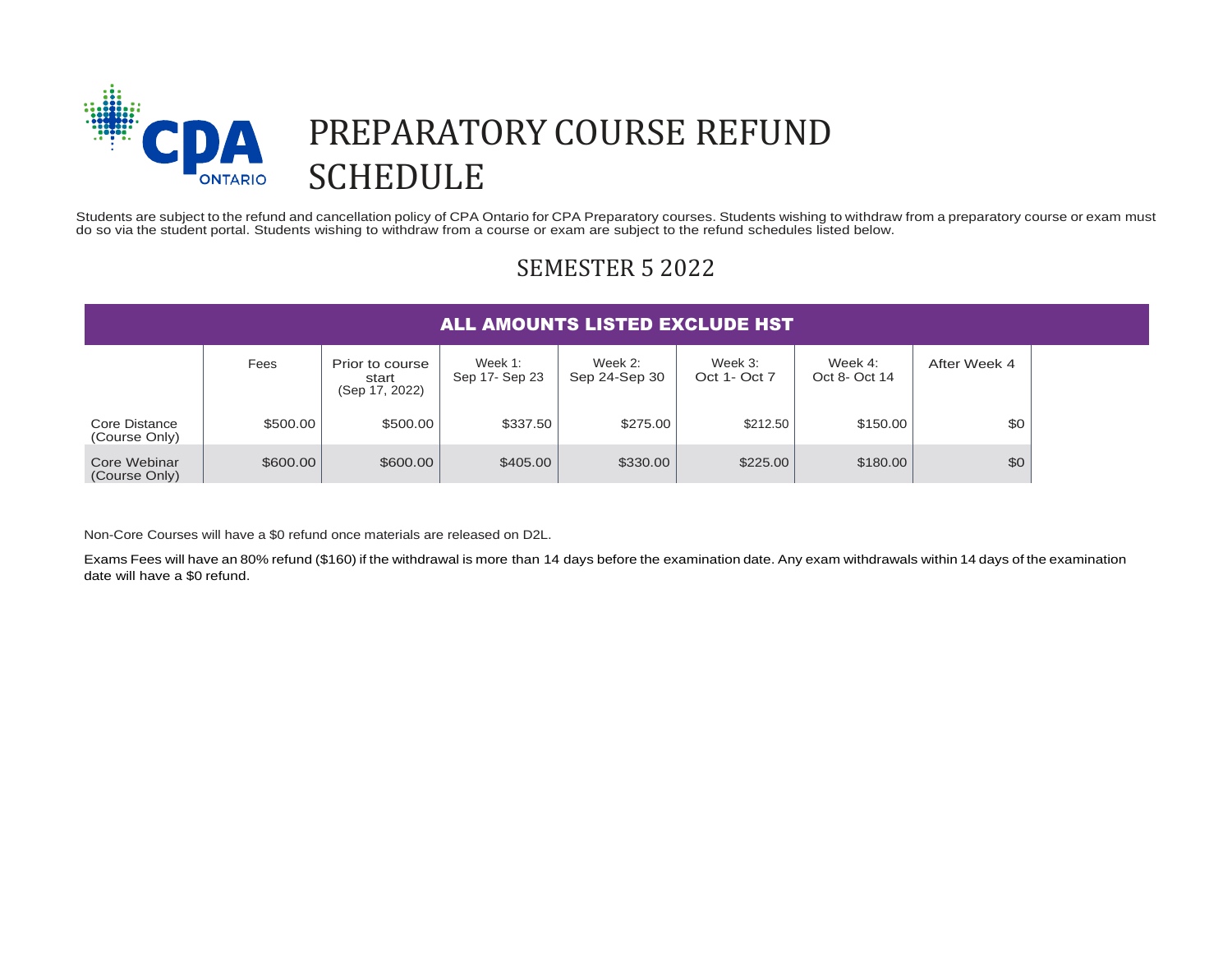# PREPARATORY COURSE REFUND SCHEDULE

Students are subject to the refund and cancellation policy of CPA Ontario for CPA Preparatory courses. Students wishing to withdraw from a preparatory course or exam must do so via the student portal. Students wishing to withdraw from a course or exam are subject to the refund schedules listed below.

## SEMESTER 5 2022

**ALL AMOUNTS LISTED EXCLUDE HST**

| | Fees | Prior to course start (Sep 17, 2022) | Week 1: Sep 17- Sep 23 | Week 2: Sep 24-Sep 30 | Week 3: Oct 1- Oct 7 | Week 4: Oct 8- Oct 14 | After Week 4 |
|---|---|---|---|---|---|---|---|
| Core Distance (Course Only) | $500.00 | $500.00 | $337.50 | $275.00 | $212.50 | $150.00 | $0 |
| Core Webinar (Course Only) | $600.00 | $600.00 | $405.00 | $330.00 | $225.00 | $180.00 | $0 |

Non-Core Courses will have a $0 refund once materials are released on D2L.

Exams Fees will have an 80% refund ($160) if the withdrawal is more than 14 days before the examination date. Any exam withdrawals within 14 days of the examination date will have a $0 refund.